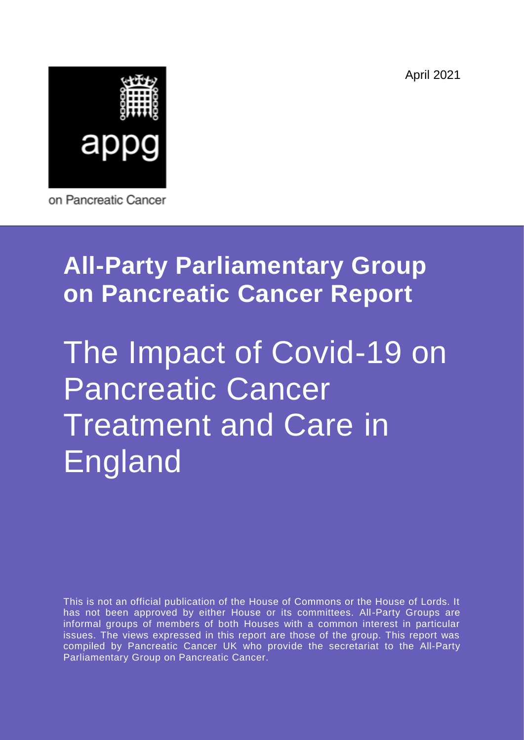April 2021

appg

on Pancreatic Cancer

# All-Party Parliamentary Group on Pancreatic Cancer Report

# The Impact of Covid-19 on Pancreatic Cancer Treatment and Care in England

This is not an official publication of the House of Commons or the House of Lords. It has not been approved by either House or its committees. All-Party Groups are informal groups of members of both Houses with a common interest in particular issues. The views expressed in this report are those of the group. This report was compiled by Pancreatic Cancer UK who provide the secretariat to the All-Party Parliamentary Group on Pancreatic Cancer.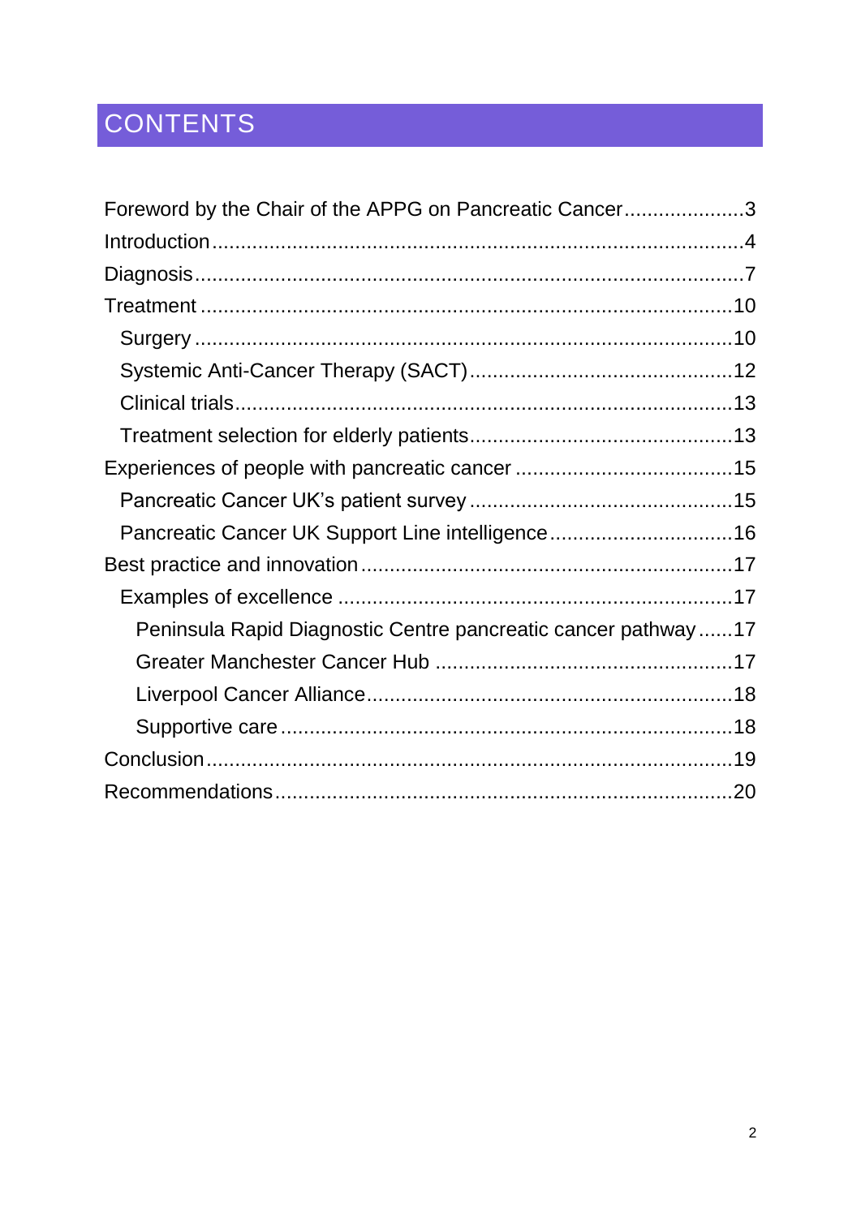# CONTENTS

- Foreword by the Chair of the APPG on Pancreatic Cancer....................3
- Introduction....................4
- Diagnosis....................7
- Treatment....................10
  - Surgery....................10
  - Systemic Anti-Cancer Therapy (SACT)....................12
  - Clinical trials....................13
  - Treatment selection for elderly patients....................13
- Experiences of people with pancreatic cancer....................15
  - Pancreatic Cancer UK's patient survey....................15
  - Pancreatic Cancer UK Support Line intelligence....................16
- Best practice and innovation....................17
  - Examples of excellence....................17
    - Peninsula Rapid Diagnostic Centre pancreatic cancer pathway......17
    - Greater Manchester Cancer Hub....................17
    - Liverpool Cancer Alliance....................18
    - Supportive care....................18
- Conclusion....................19
- Recommendations....................20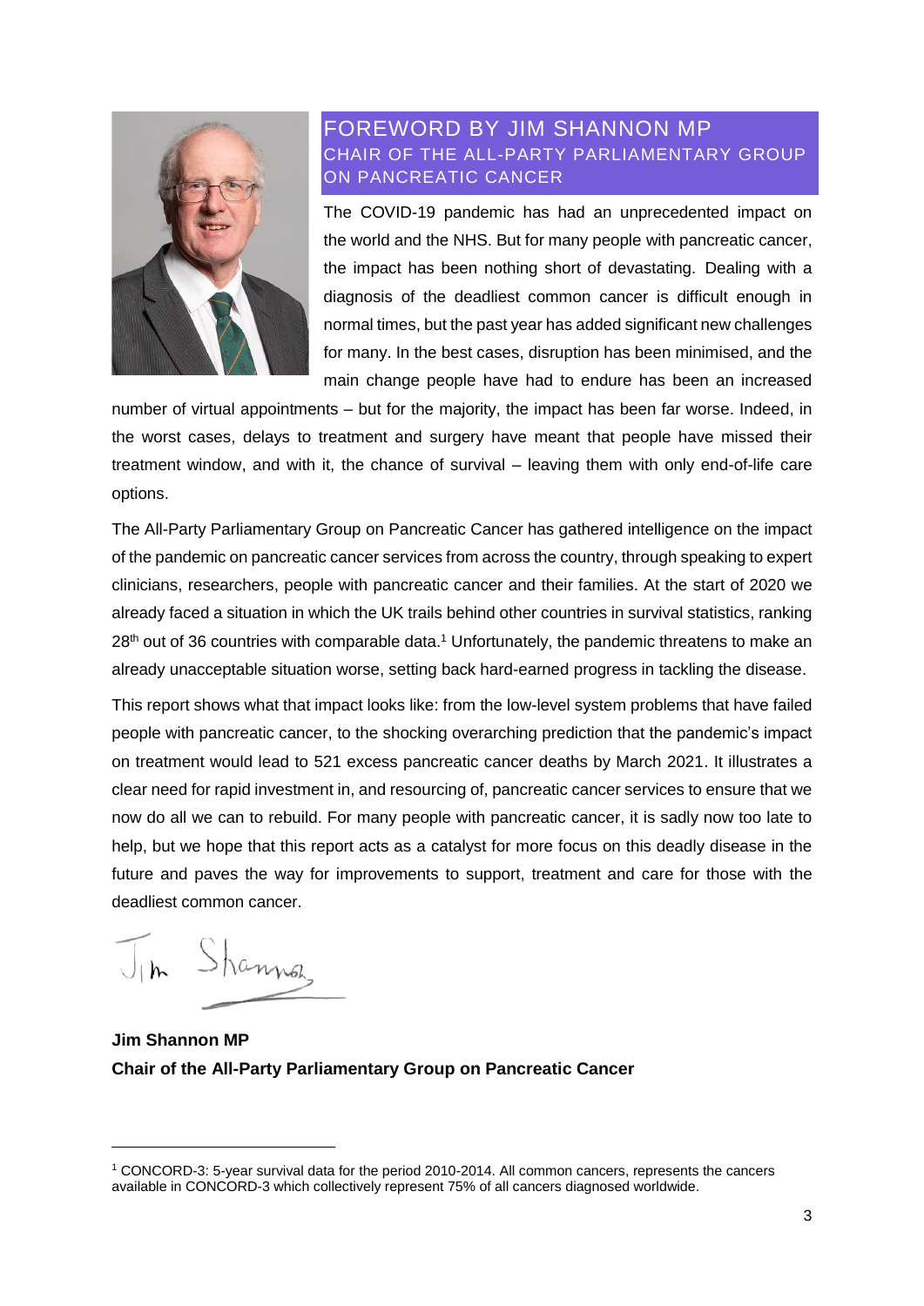# FOREWORD BY JIM SHANNON MP
## CHAIR OF THE ALL-PARTY PARLIAMENTARY GROUP ON PANCREATIC CANCER

The COVID-19 pandemic has had an unprecedented impact on the world and the NHS. But for many people with pancreatic cancer, the impact has been nothing short of devastating. Dealing with a diagnosis of the deadliest common cancer is difficult enough in normal times, but the past year has added significant new challenges for many. In the best cases, disruption has been minimised, and the main change people have had to endure has been an increased number of virtual appointments – but for the majority, the impact has been far worse. Indeed, in the worst cases, delays to treatment and surgery have meant that people have missed their treatment window, and with it, the chance of survival – leaving them with only end-of-life care options.

The All-Party Parliamentary Group on Pancreatic Cancer has gathered intelligence on the impact of the pandemic on pancreatic cancer services from across the country, through speaking to expert clinicians, researchers, people with pancreatic cancer and their families. At the start of 2020 we already faced a situation in which the UK trails behind other countries in survival statistics, ranking 28th out of 36 countries with comparable data.[1] Unfortunately, the pandemic threatens to make an already unacceptable situation worse, setting back hard-earned progress in tackling the disease.

This report shows what that impact looks like: from the low-level system problems that have failed people with pancreatic cancer, to the shocking overarching prediction that the pandemic's impact on treatment would lead to 521 excess pancreatic cancer deaths by March 2021. It illustrates a clear need for rapid investment in, and resourcing of, pancreatic cancer services to ensure that we now do all we can to rebuild. For many people with pancreatic cancer, it is sadly now too late to help, but we hope that this report acts as a catalyst for more focus on this deadly disease in the future and paves the way for improvements to support, treatment and care for those with the deadliest common cancer.

Jim Shannon

**Jim Shannon MP**
**Chair of the All-Party Parliamentary Group on Pancreatic Cancer**

---

[1] CONCORD-3: 5-year survival data for the period 2010-2014. All common cancers, represents the cancers available in CONCORD-3 which collectively represent 75% of all cancers diagnosed worldwide.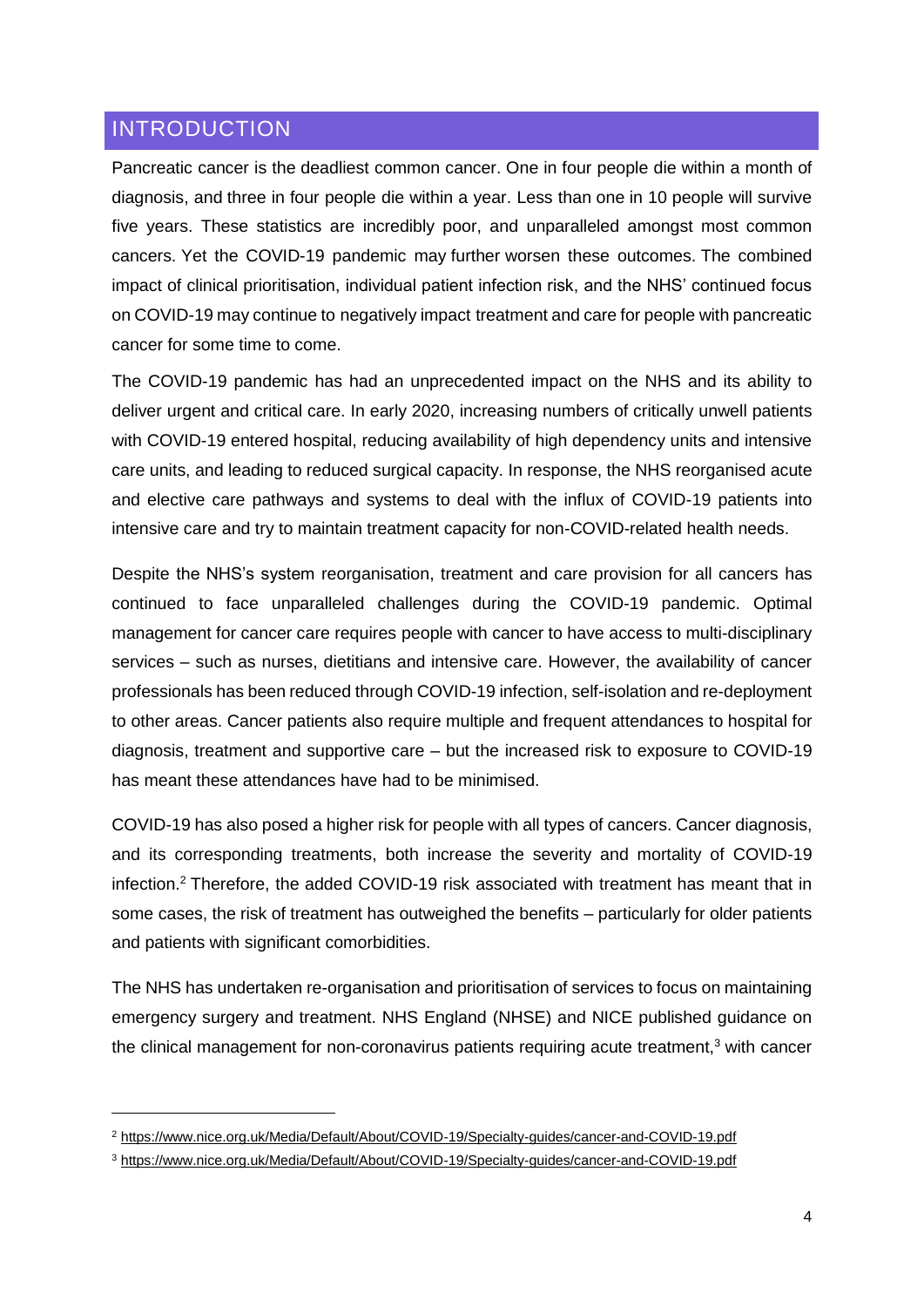## INTRODUCTION

Pancreatic cancer is the deadliest common cancer. One in four people die within a month of diagnosis, and three in four people die within a year. Less than one in 10 people will survive five years. These statistics are incredibly poor, and unparalleled amongst most common cancers. Yet the COVID-19 pandemic may further worsen these outcomes. The combined impact of clinical prioritisation, individual patient infection risk, and the NHS' continued focus on COVID-19 may continue to negatively impact treatment and care for people with pancreatic cancer for some time to come.

The COVID-19 pandemic has had an unprecedented impact on the NHS and its ability to deliver urgent and critical care. In early 2020, increasing numbers of critically unwell patients with COVID-19 entered hospital, reducing availability of high dependency units and intensive care units, and leading to reduced surgical capacity. In response, the NHS reorganised acute and elective care pathways and systems to deal with the influx of COVID-19 patients into intensive care and try to maintain treatment capacity for non-COVID-related health needs.

Despite the NHS's system reorganisation, treatment and care provision for all cancers has continued to face unparalleled challenges during the COVID-19 pandemic. Optimal management for cancer care requires people with cancer to have access to multi-disciplinary services – such as nurses, dietitians and intensive care. However, the availability of cancer professionals has been reduced through COVID-19 infection, self-isolation and re-deployment to other areas. Cancer patients also require multiple and frequent attendances to hospital for diagnosis, treatment and supportive care – but the increased risk to exposure to COVID-19 has meant these attendances have had to be minimised.

COVID-19 has also posed a higher risk for people with all types of cancers. Cancer diagnosis, and its corresponding treatments, both increase the severity and mortality of COVID-19 infection.[2] Therefore, the added COVID-19 risk associated with treatment has meant that in some cases, the risk of treatment has outweighed the benefits – particularly for older patients and patients with significant comorbidities.

The NHS has undertaken re-organisation and prioritisation of services to focus on maintaining emergency surgery and treatment. NHS England (NHSE) and NICE published guidance on the clinical management for non-coronavirus patients requiring acute treatment,[3] with cancer

---

[2] https://www.nice.org.uk/Media/Default/About/COVID-19/Specialty-guides/cancer-and-COVID-19.pdf

[3] https://www.nice.org.uk/Media/Default/About/COVID-19/Specialty-guides/cancer-and-COVID-19.pdf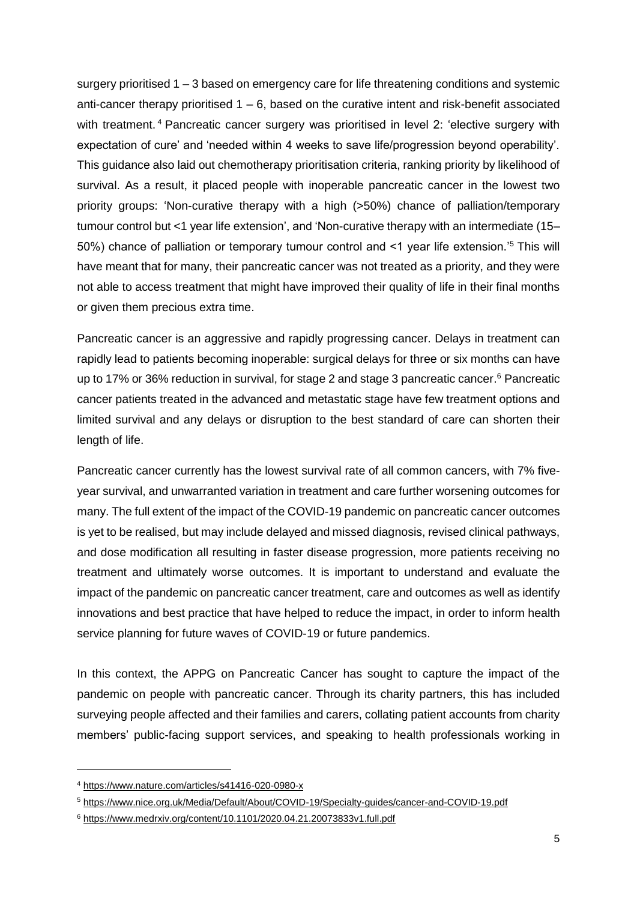surgery prioritised 1 – 3 based on emergency care for life threatening conditions and systemic anti-cancer therapy prioritised 1 – 6, based on the curative intent and risk-benefit associated with treatment.[4] Pancreatic cancer surgery was prioritised in level 2: 'elective surgery with expectation of cure' and 'needed within 4 weeks to save life/progression beyond operability'. This guidance also laid out chemotherapy prioritisation criteria, ranking priority by likelihood of survival. As a result, it placed people with inoperable pancreatic cancer in the lowest two priority groups: 'Non-curative therapy with a high (>50%) chance of palliation/temporary tumour control but <1 year life extension', and 'Non-curative therapy with an intermediate (15–50%) chance of palliation or temporary tumour control and <1 year life extension.'[5] This will have meant that for many, their pancreatic cancer was not treated as a priority, and they were not able to access treatment that might have improved their quality of life in their final months or given them precious extra time.

Pancreatic cancer is an aggressive and rapidly progressing cancer. Delays in treatment can rapidly lead to patients becoming inoperable: surgical delays for three or six months can have up to 17% or 36% reduction in survival, for stage 2 and stage 3 pancreatic cancer.[6] Pancreatic cancer patients treated in the advanced and metastatic stage have few treatment options and limited survival and any delays or disruption to the best standard of care can shorten their length of life.

Pancreatic cancer currently has the lowest survival rate of all common cancers, with 7% five-year survival, and unwarranted variation in treatment and care further worsening outcomes for many. The full extent of the impact of the COVID-19 pandemic on pancreatic cancer outcomes is yet to be realised, but may include delayed and missed diagnosis, revised clinical pathways, and dose modification all resulting in faster disease progression, more patients receiving no treatment and ultimately worse outcomes. It is important to understand and evaluate the impact of the pandemic on pancreatic cancer treatment, care and outcomes as well as identify innovations and best practice that have helped to reduce the impact, in order to inform health service planning for future waves of COVID-19 or future pandemics.

In this context, the APPG on Pancreatic Cancer has sought to capture the impact of the pandemic on people with pancreatic cancer. Through its charity partners, this has included surveying people affected and their families and carers, collating patient accounts from charity members' public-facing support services, and speaking to health professionals working in

---

[4] https://www.nature.com/articles/s41416-020-0980-x

[5] https://www.nice.org.uk/Media/Default/About/COVID-19/Specialty-guides/cancer-and-COVID-19.pdf

[6] https://www.medrxiv.org/content/10.1101/2020.04.21.20073833v1.full.pdf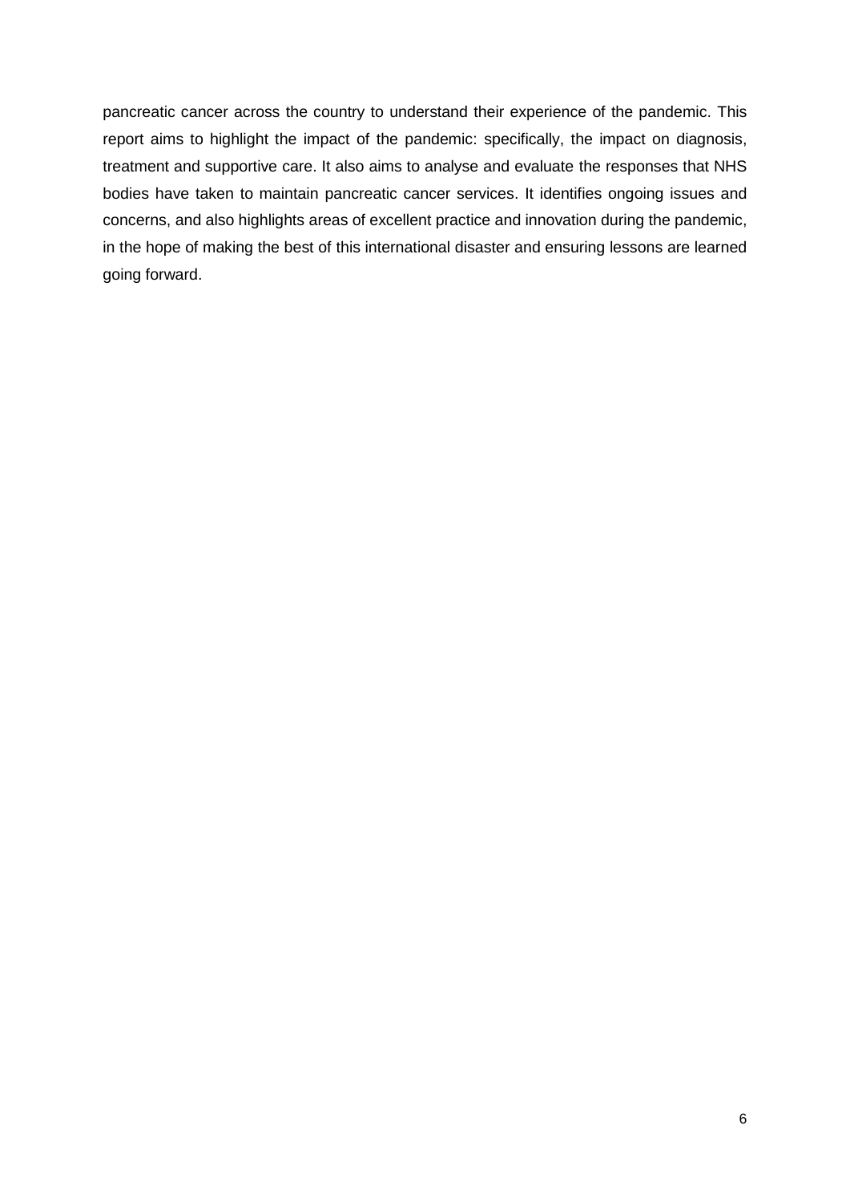pancreatic cancer across the country to understand their experience of the pandemic. This report aims to highlight the impact of the pandemic: specifically, the impact on diagnosis, treatment and supportive care. It also aims to analyse and evaluate the responses that NHS bodies have taken to maintain pancreatic cancer services. It identifies ongoing issues and concerns, and also highlights areas of excellent practice and innovation during the pandemic, in the hope of making the best of this international disaster and ensuring lessons are learned going forward.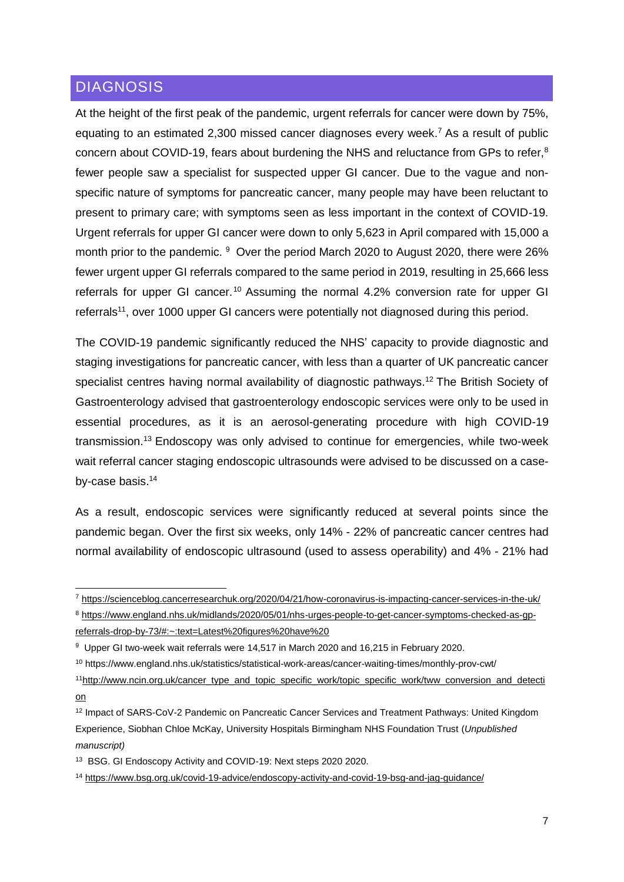## DIAGNOSIS

At the height of the first peak of the pandemic, urgent referrals for cancer were down by 75%, equating to an estimated 2,300 missed cancer diagnoses every week.[7] As a result of public concern about COVID-19, fears about burdening the NHS and reluctance from GPs to refer,[8] fewer people saw a specialist for suspected upper GI cancer. Due to the vague and non-specific nature of symptoms for pancreatic cancer, many people may have been reluctant to present to primary care; with symptoms seen as less important in the context of COVID-19. Urgent referrals for upper GI cancer were down to only 5,623 in April compared with 15,000 a month prior to the pandemic. [9] Over the period March 2020 to August 2020, there were 26% fewer urgent upper GI referrals compared to the same period in 2019, resulting in 25,666 less referrals for upper GI cancer.[10] Assuming the normal 4.2% conversion rate for upper GI referrals[11], over 1000 upper GI cancers were potentially not diagnosed during this period.

The COVID-19 pandemic significantly reduced the NHS' capacity to provide diagnostic and staging investigations for pancreatic cancer, with less than a quarter of UK pancreatic cancer specialist centres having normal availability of diagnostic pathways.[12] The British Society of Gastroenterology advised that gastroenterology endoscopic services were only to be used in essential procedures, as it is an aerosol-generating procedure with high COVID-19 transmission.[13] Endoscopy was only advised to continue for emergencies, while two-week wait referral cancer staging endoscopic ultrasounds were advised to be discussed on a case-by-case basis.[14]

As a result, endoscopic services were significantly reduced at several points since the pandemic began. Over the first six weeks, only 14% - 22% of pancreatic cancer centres had normal availability of endoscopic ultrasound (used to assess operability) and 4% - 21% had

---

[7] https://scienceblog.cancerresearchuk.org/2020/04/21/how-coronavirus-is-impacting-cancer-services-in-the-uk/

[8] https://www.england.nhs.uk/midlands/2020/05/01/nhs-urges-people-to-get-cancer-symptoms-checked-as-gp-referrals-drop-by-73/#:~:text=Latest%20figures%20have%20

[9] Upper GI two-week wait referrals were 14,517 in March 2020 and 16,215 in February 2020.

[10] https://www.england.nhs.uk/statistics/statistical-work-areas/cancer-waiting-times/monthly-prov-cwt/

[11] http://www.ncin.org.uk/cancer_type_and_topic_specific_work/topic_specific_work/tww_conversion_and_detection

[12] Impact of SARS-CoV-2 Pandemic on Pancreatic Cancer Services and Treatment Pathways: United Kingdom Experience, Siobhan Chloe McKay, University Hospitals Birmingham NHS Foundation Trust (*Unpublished manuscript)*

[13] BSG. GI Endoscopy Activity and COVID-19: Next steps 2020 2020.

[14] https://www.bsg.org.uk/covid-19-advice/endoscopy-activity-and-covid-19-bsg-and-jag-guidance/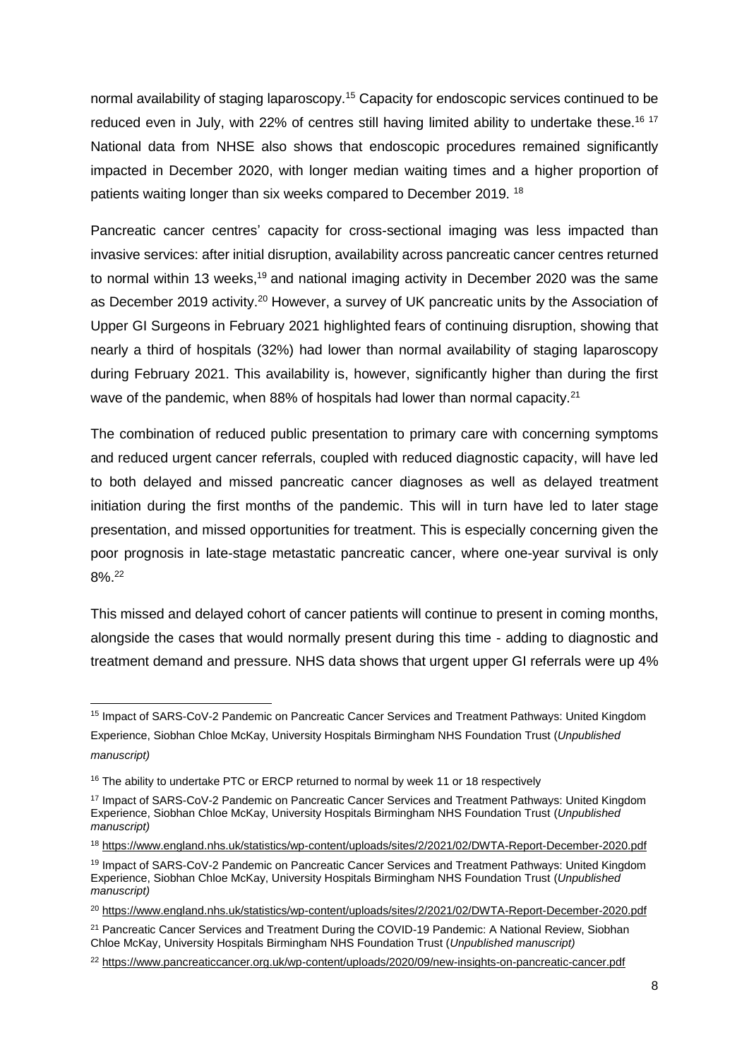normal availability of staging laparoscopy.[15] Capacity for endoscopic services continued to be reduced even in July, with 22% of centres still having limited ability to undertake these.[16] [17] National data from NHSE also shows that endoscopic procedures remained significantly impacted in December 2020, with longer median waiting times and a higher proportion of patients waiting longer than six weeks compared to December 2019. [18]

Pancreatic cancer centres' capacity for cross-sectional imaging was less impacted than invasive services: after initial disruption, availability across pancreatic cancer centres returned to normal within 13 weeks,[19] and national imaging activity in December 2020 was the same as December 2019 activity.[20] However, a survey of UK pancreatic units by the Association of Upper GI Surgeons in February 2021 highlighted fears of continuing disruption, showing that nearly a third of hospitals (32%) had lower than normal availability of staging laparoscopy during February 2021. This availability is, however, significantly higher than during the first wave of the pandemic, when 88% of hospitals had lower than normal capacity.[21]

The combination of reduced public presentation to primary care with concerning symptoms and reduced urgent cancer referrals, coupled with reduced diagnostic capacity, will have led to both delayed and missed pancreatic cancer diagnoses as well as delayed treatment initiation during the first months of the pandemic. This will in turn have led to later stage presentation, and missed opportunities for treatment. This is especially concerning given the poor prognosis in late-stage metastatic pancreatic cancer, where one-year survival is only 8%.[22]

This missed and delayed cohort of cancer patients will continue to present in coming months, alongside the cases that would normally present during this time - adding to diagnostic and treatment demand and pressure. NHS data shows that urgent upper GI referrals were up 4%

---

[15] Impact of SARS-CoV-2 Pandemic on Pancreatic Cancer Services and Treatment Pathways: United Kingdom Experience, Siobhan Chloe McKay, University Hospitals Birmingham NHS Foundation Trust (*Unpublished manuscript)*

[16] The ability to undertake PTC or ERCP returned to normal by week 11 or 18 respectively

[17] Impact of SARS-CoV-2 Pandemic on Pancreatic Cancer Services and Treatment Pathways: United Kingdom Experience, Siobhan Chloe McKay, University Hospitals Birmingham NHS Foundation Trust (*Unpublished manuscript)*

[18] https://www.england.nhs.uk/statistics/wp-content/uploads/sites/2/2021/02/DWTA-Report-December-2020.pdf

[19] Impact of SARS-CoV-2 Pandemic on Pancreatic Cancer Services and Treatment Pathways: United Kingdom Experience, Siobhan Chloe McKay, University Hospitals Birmingham NHS Foundation Trust (*Unpublished manuscript)*

[20] https://www.england.nhs.uk/statistics/wp-content/uploads/sites/2/2021/02/DWTA-Report-December-2020.pdf

[21] Pancreatic Cancer Services and Treatment During the COVID-19 Pandemic: A National Review, Siobhan Chloe McKay, University Hospitals Birmingham NHS Foundation Trust (*Unpublished manuscript)*

[22] https://www.pancreaticcancer.org.uk/wp-content/uploads/2020/09/new-insights-on-pancreatic-cancer.pdf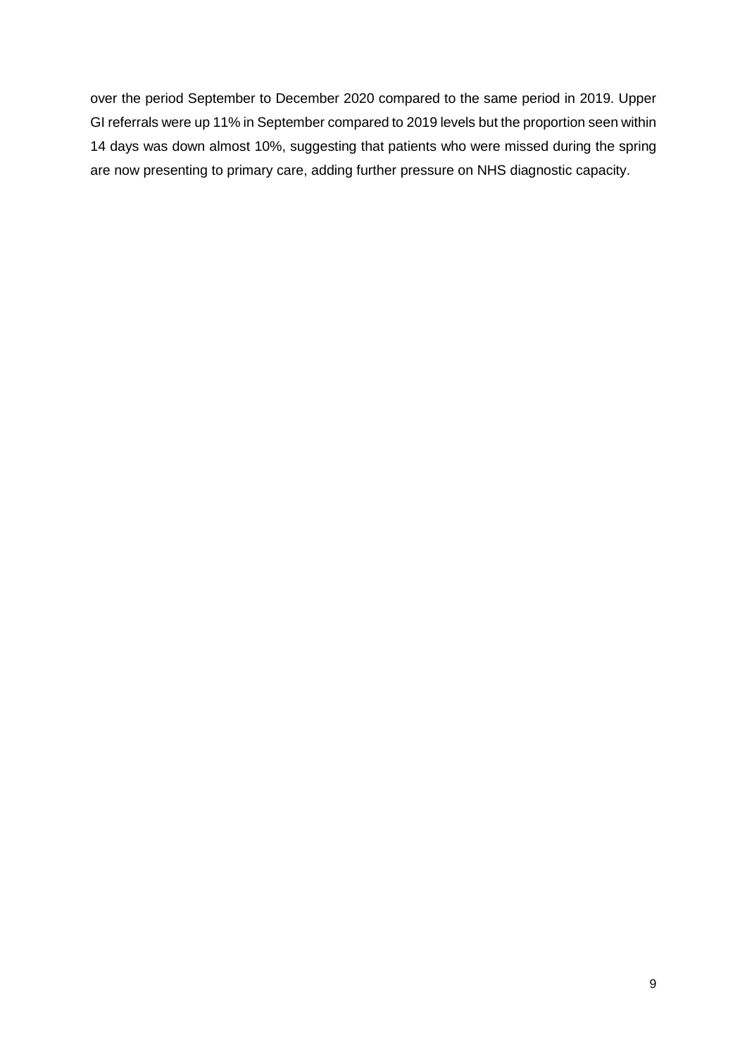over the period September to December 2020 compared to the same period in 2019. Upper GI referrals were up 11% in September compared to 2019 levels but the proportion seen within 14 days was down almost 10%, suggesting that patients who were missed during the spring are now presenting to primary care, adding further pressure on NHS diagnostic capacity.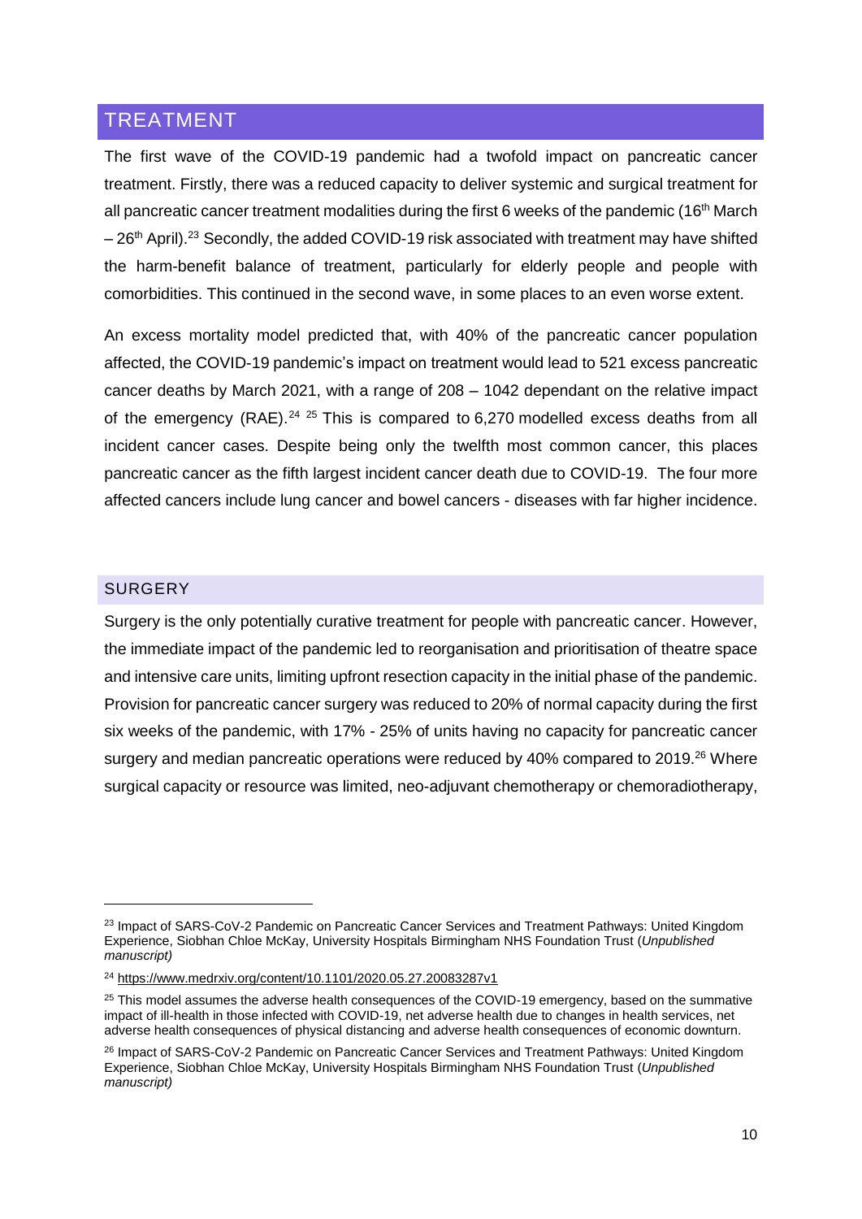## TREATMENT

The first wave of the COVID-19 pandemic had a twofold impact on pancreatic cancer treatment. Firstly, there was a reduced capacity to deliver systemic and surgical treatment for all pancreatic cancer treatment modalities during the first 6 weeks of the pandemic (16th March – 26th April).[23] Secondly, the added COVID-19 risk associated with treatment may have shifted the harm-benefit balance of treatment, particularly for elderly people and people with comorbidities. This continued in the second wave, in some places to an even worse extent.

An excess mortality model predicted that, with 40% of the pancreatic cancer population affected, the COVID-19 pandemic's impact on treatment would lead to 521 excess pancreatic cancer deaths by March 2021, with a range of 208 – 1042 dependant on the relative impact of the emergency (RAE).[24] [25] This is compared to 6,270 modelled excess deaths from all incident cancer cases. Despite being only the twelfth most common cancer, this places pancreatic cancer as the fifth largest incident cancer death due to COVID-19. The four more affected cancers include lung cancer and bowel cancers - diseases with far higher incidence.

### SURGERY

Surgery is the only potentially curative treatment for people with pancreatic cancer. However, the immediate impact of the pandemic led to reorganisation and prioritisation of theatre space and intensive care units, limiting upfront resection capacity in the initial phase of the pandemic. Provision for pancreatic cancer surgery was reduced to 20% of normal capacity during the first six weeks of the pandemic, with 17% - 25% of units having no capacity for pancreatic cancer surgery and median pancreatic operations were reduced by 40% compared to 2019.[26] Where surgical capacity or resource was limited, neo-adjuvant chemotherapy or chemoradiotherapy,

---

[23] Impact of SARS-CoV-2 Pandemic on Pancreatic Cancer Services and Treatment Pathways: United Kingdom Experience, Siobhan Chloe McKay, University Hospitals Birmingham NHS Foundation Trust (*Unpublished manuscript)*

[24] https://www.medrxiv.org/content/10.1101/2020.05.27.20083287v1

[25] This model assumes the adverse health consequences of the COVID-19 emergency, based on the summative impact of ill-health in those infected with COVID-19, net adverse health due to changes in health services, net adverse health consequences of physical distancing and adverse health consequences of economic downturn.

[26] Impact of SARS-CoV-2 Pandemic on Pancreatic Cancer Services and Treatment Pathways: United Kingdom Experience, Siobhan Chloe McKay, University Hospitals Birmingham NHS Foundation Trust (*Unpublished manuscript)*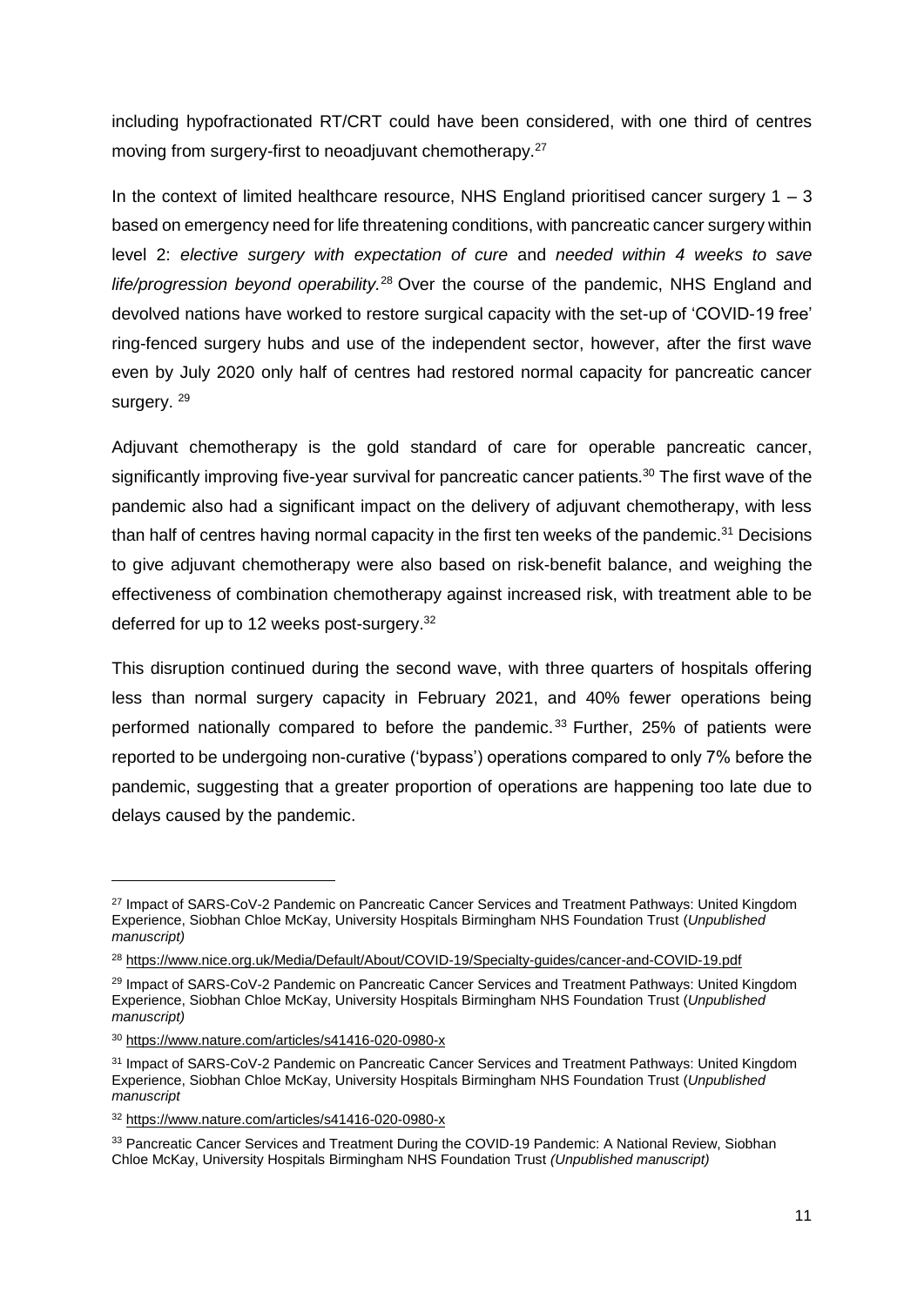including hypofractionated RT/CRT could have been considered, with one third of centres moving from surgery-first to neoadjuvant chemotherapy.[27]

In the context of limited healthcare resource, NHS England prioritised cancer surgery 1 – 3 based on emergency need for life threatening conditions, with pancreatic cancer surgery within level 2: *elective surgery with expectation of cure* and *needed within 4 weeks to save life/progression beyond operability.*[28] Over the course of the pandemic, NHS England and devolved nations have worked to restore surgical capacity with the set-up of 'COVID-19 free' ring-fenced surgery hubs and use of the independent sector, however, after the first wave even by July 2020 only half of centres had restored normal capacity for pancreatic cancer surgery. [29]

Adjuvant chemotherapy is the gold standard of care for operable pancreatic cancer, significantly improving five-year survival for pancreatic cancer patients.[30] The first wave of the pandemic also had a significant impact on the delivery of adjuvant chemotherapy, with less than half of centres having normal capacity in the first ten weeks of the pandemic.[31] Decisions to give adjuvant chemotherapy were also based on risk-benefit balance, and weighing the effectiveness of combination chemotherapy against increased risk, with treatment able to be deferred for up to 12 weeks post-surgery.[32]

This disruption continued during the second wave, with three quarters of hospitals offering less than normal surgery capacity in February 2021, and 40% fewer operations being performed nationally compared to before the pandemic.[33] Further, 25% of patients were reported to be undergoing non-curative ('bypass') operations compared to only 7% before the pandemic, suggesting that a greater proportion of operations are happening too late due to delays caused by the pandemic.

---

[27] Impact of SARS-CoV-2 Pandemic on Pancreatic Cancer Services and Treatment Pathways: United Kingdom Experience, Siobhan Chloe McKay, University Hospitals Birmingham NHS Foundation Trust (*Unpublished manuscript)*

[28] https://www.nice.org.uk/Media/Default/About/COVID-19/Specialty-guides/cancer-and-COVID-19.pdf

[29] Impact of SARS-CoV-2 Pandemic on Pancreatic Cancer Services and Treatment Pathways: United Kingdom Experience, Siobhan Chloe McKay, University Hospitals Birmingham NHS Foundation Trust (*Unpublished manuscript)*

[30] https://www.nature.com/articles/s41416-020-0980-x

[31] Impact of SARS-CoV-2 Pandemic on Pancreatic Cancer Services and Treatment Pathways: United Kingdom Experience, Siobhan Chloe McKay, University Hospitals Birmingham NHS Foundation Trust (*Unpublished manuscript*

[32] https://www.nature.com/articles/s41416-020-0980-x

[33] Pancreatic Cancer Services and Treatment During the COVID-19 Pandemic: A National Review, Siobhan Chloe McKay, University Hospitals Birmingham NHS Foundation Trust *(Unpublished manuscript)*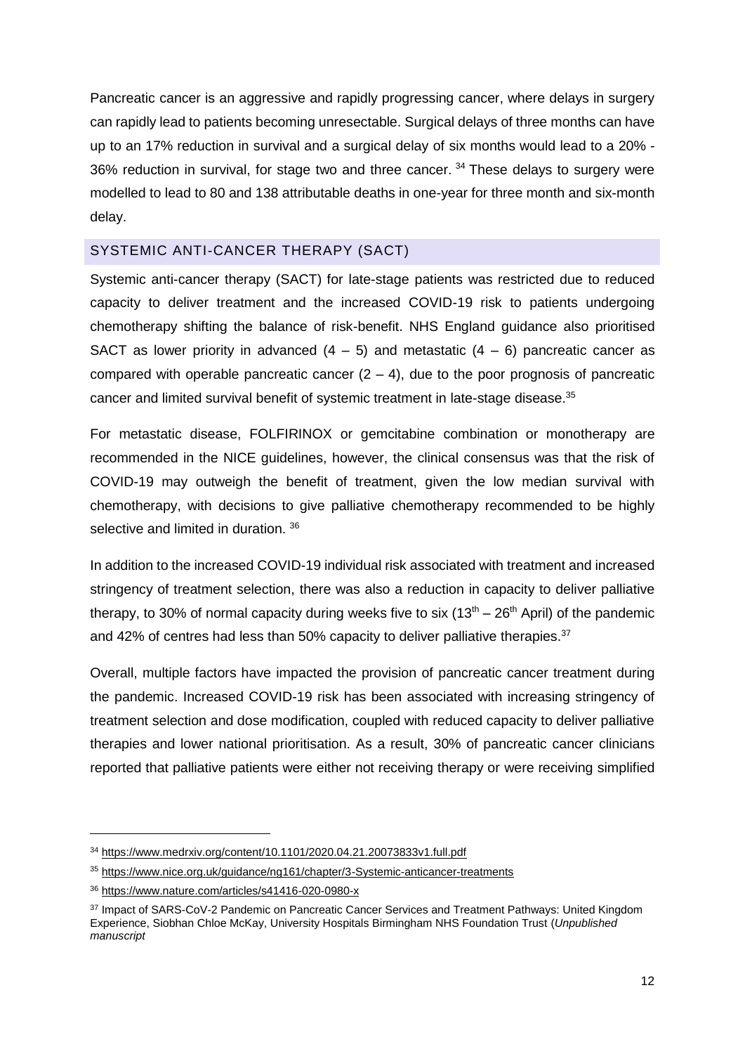Pancreatic cancer is an aggressive and rapidly progressing cancer, where delays in surgery can rapidly lead to patients becoming unresectable. Surgical delays of three months can have up to an 17% reduction in survival and a surgical delay of six months would lead to a 20% - 36% reduction in survival, for stage two and three cancer. [34] These delays to surgery were modelled to lead to 80 and 138 attributable deaths in one-year for three month and six-month delay.

## SYSTEMIC ANTI-CANCER THERAPY (SACT)

Systemic anti-cancer therapy (SACT) for late-stage patients was restricted due to reduced capacity to deliver treatment and the increased COVID-19 risk to patients undergoing chemotherapy shifting the balance of risk-benefit. NHS England guidance also prioritised SACT as lower priority in advanced (4 – 5) and metastatic (4 – 6) pancreatic cancer as compared with operable pancreatic cancer (2 – 4), due to the poor prognosis of pancreatic cancer and limited survival benefit of systemic treatment in late-stage disease.[35]

For metastatic disease, FOLFIRINOX or gemcitabine combination or monotherapy are recommended in the NICE guidelines, however, the clinical consensus was that the risk of COVID-19 may outweigh the benefit of treatment, given the low median survival with chemotherapy, with decisions to give palliative chemotherapy recommended to be highly selective and limited in duration. [36]

In addition to the increased COVID-19 individual risk associated with treatment and increased stringency of treatment selection, there was also a reduction in capacity to deliver palliative therapy, to 30% of normal capacity during weeks five to six (13th – 26th April) of the pandemic and 42% of centres had less than 50% capacity to deliver palliative therapies.[37]

Overall, multiple factors have impacted the provision of pancreatic cancer treatment during the pandemic. Increased COVID-19 risk has been associated with increasing stringency of treatment selection and dose modification, coupled with reduced capacity to deliver palliative therapies and lower national prioritisation. As a result, 30% of pancreatic cancer clinicians reported that palliative patients were either not receiving therapy or were receiving simplified

---

[34] https://www.medrxiv.org/content/10.1101/2020.04.21.20073833v1.full.pdf

[35] https://www.nice.org.uk/guidance/ng161/chapter/3-Systemic-anticancer-treatments

[36] https://www.nature.com/articles/s41416-020-0980-x

[37] Impact of SARS-CoV-2 Pandemic on Pancreatic Cancer Services and Treatment Pathways: United Kingdom Experience, Siobhan Chloe McKay, University Hospitals Birmingham NHS Foundation Trust (*Unpublished manuscript*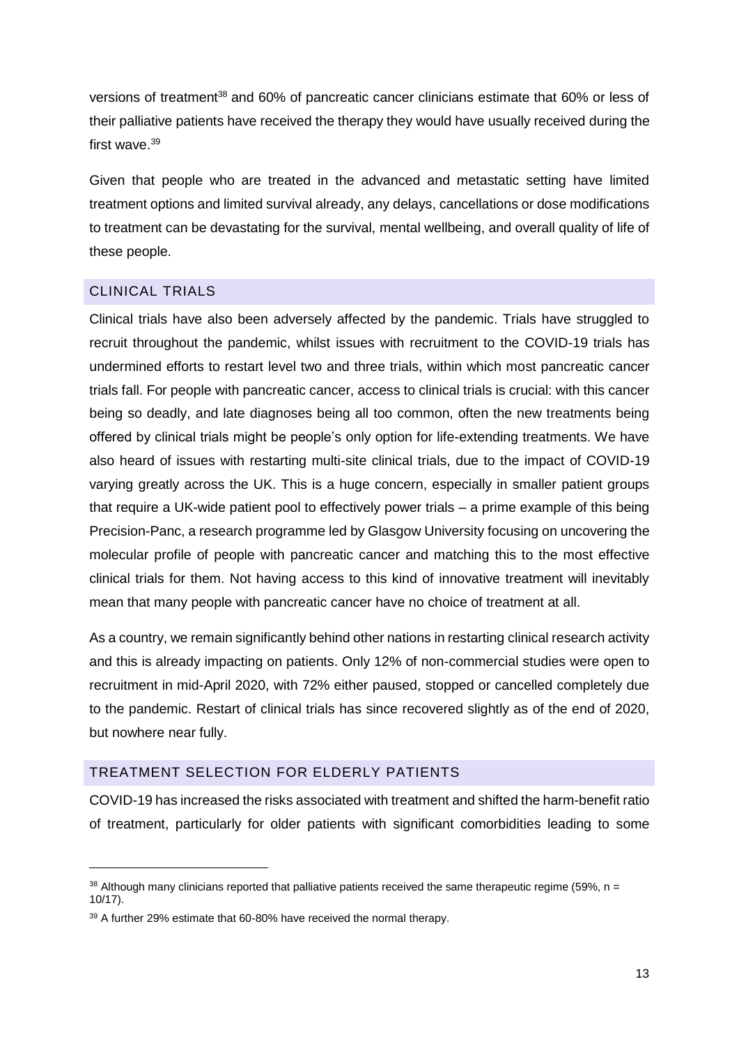versions of treatment[38] and 60% of pancreatic cancer clinicians estimate that 60% or less of their palliative patients have received the therapy they would have usually received during the first wave.[39]

Given that people who are treated in the advanced and metastatic setting have limited treatment options and limited survival already, any delays, cancellations or dose modifications to treatment can be devastating for the survival, mental wellbeing, and overall quality of life of these people.

## CLINICAL TRIALS

Clinical trials have also been adversely affected by the pandemic. Trials have struggled to recruit throughout the pandemic, whilst issues with recruitment to the COVID-19 trials has undermined efforts to restart level two and three trials, within which most pancreatic cancer trials fall. For people with pancreatic cancer, access to clinical trials is crucial: with this cancer being so deadly, and late diagnoses being all too common, often the new treatments being offered by clinical trials might be people's only option for life-extending treatments. We have also heard of issues with restarting multi-site clinical trials, due to the impact of COVID-19 varying greatly across the UK. This is a huge concern, especially in smaller patient groups that require a UK-wide patient pool to effectively power trials – a prime example of this being Precision-Panc, a research programme led by Glasgow University focusing on uncovering the molecular profile of people with pancreatic cancer and matching this to the most effective clinical trials for them. Not having access to this kind of innovative treatment will inevitably mean that many people with pancreatic cancer have no choice of treatment at all.

As a country, we remain significantly behind other nations in restarting clinical research activity and this is already impacting on patients. Only 12% of non-commercial studies were open to recruitment in mid-April 2020, with 72% either paused, stopped or cancelled completely due to the pandemic. Restart of clinical trials has since recovered slightly as of the end of 2020, but nowhere near fully.

## TREATMENT SELECTION FOR ELDERLY PATIENTS

COVID-19 has increased the risks associated with treatment and shifted the harm-benefit ratio of treatment, particularly for older patients with significant comorbidities leading to some

---

[38] Although many clinicians reported that palliative patients received the same therapeutic regime (59%, n = 10/17).

[39] A further 29% estimate that 60-80% have received the normal therapy.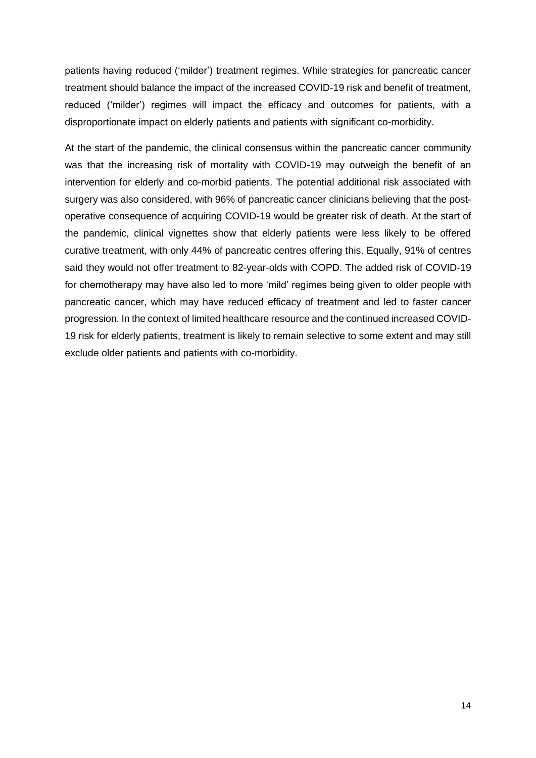patients having reduced ('milder') treatment regimes. While strategies for pancreatic cancer treatment should balance the impact of the increased COVID-19 risk and benefit of treatment, reduced ('milder') regimes will impact the efficacy and outcomes for patients, with a disproportionate impact on elderly patients and patients with significant co-morbidity.

At the start of the pandemic, the clinical consensus within the pancreatic cancer community was that the increasing risk of mortality with COVID-19 may outweigh the benefit of an intervention for elderly and co-morbid patients. The potential additional risk associated with surgery was also considered, with 96% of pancreatic cancer clinicians believing that the post-operative consequence of acquiring COVID-19 would be greater risk of death. At the start of the pandemic, clinical vignettes show that elderly patients were less likely to be offered curative treatment, with only 44% of pancreatic centres offering this. Equally, 91% of centres said they would not offer treatment to 82-year-olds with COPD. The added risk of COVID-19 for chemotherapy may have also led to more 'mild' regimes being given to older people with pancreatic cancer, which may have reduced efficacy of treatment and led to faster cancer progression. In the context of limited healthcare resource and the continued increased COVID-19 risk for elderly patients, treatment is likely to remain selective to some extent and may still exclude older patients and patients with co-morbidity.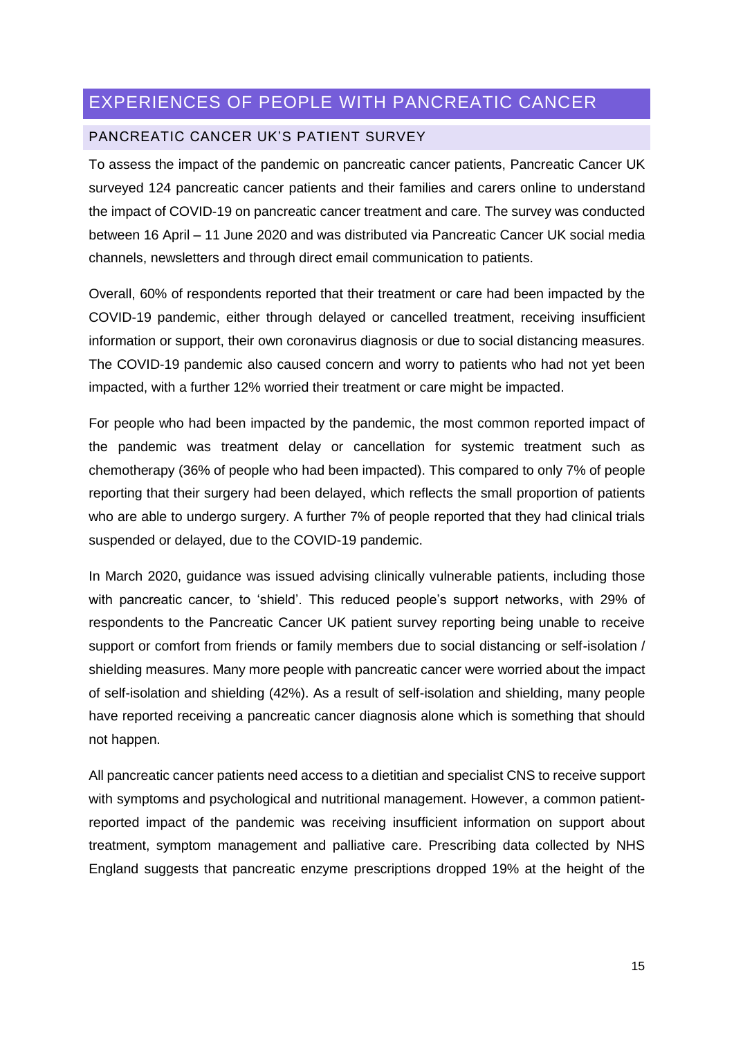# EXPERIENCES OF PEOPLE WITH PANCREATIC CANCER

## PANCREATIC CANCER UK'S PATIENT SURVEY

To assess the impact of the pandemic on pancreatic cancer patients, Pancreatic Cancer UK surveyed 124 pancreatic cancer patients and their families and carers online to understand the impact of COVID-19 on pancreatic cancer treatment and care. The survey was conducted between 16 April – 11 June 2020 and was distributed via Pancreatic Cancer UK social media channels, newsletters and through direct email communication to patients.

Overall, 60% of respondents reported that their treatment or care had been impacted by the COVID-19 pandemic, either through delayed or cancelled treatment, receiving insufficient information or support, their own coronavirus diagnosis or due to social distancing measures. The COVID-19 pandemic also caused concern and worry to patients who had not yet been impacted, with a further 12% worried their treatment or care might be impacted.

For people who had been impacted by the pandemic, the most common reported impact of the pandemic was treatment delay or cancellation for systemic treatment such as chemotherapy (36% of people who had been impacted). This compared to only 7% of people reporting that their surgery had been delayed, which reflects the small proportion of patients who are able to undergo surgery. A further 7% of people reported that they had clinical trials suspended or delayed, due to the COVID-19 pandemic.

In March 2020, guidance was issued advising clinically vulnerable patients, including those with pancreatic cancer, to 'shield'. This reduced people's support networks, with 29% of respondents to the Pancreatic Cancer UK patient survey reporting being unable to receive support or comfort from friends or family members due to social distancing or self-isolation / shielding measures. Many more people with pancreatic cancer were worried about the impact of self-isolation and shielding (42%). As a result of self-isolation and shielding, many people have reported receiving a pancreatic cancer diagnosis alone which is something that should not happen.

All pancreatic cancer patients need access to a dietitian and specialist CNS to receive support with symptoms and psychological and nutritional management. However, a common patient-reported impact of the pandemic was receiving insufficient information on support about treatment, symptom management and palliative care. Prescribing data collected by NHS England suggests that pancreatic enzyme prescriptions dropped 19% at the height of the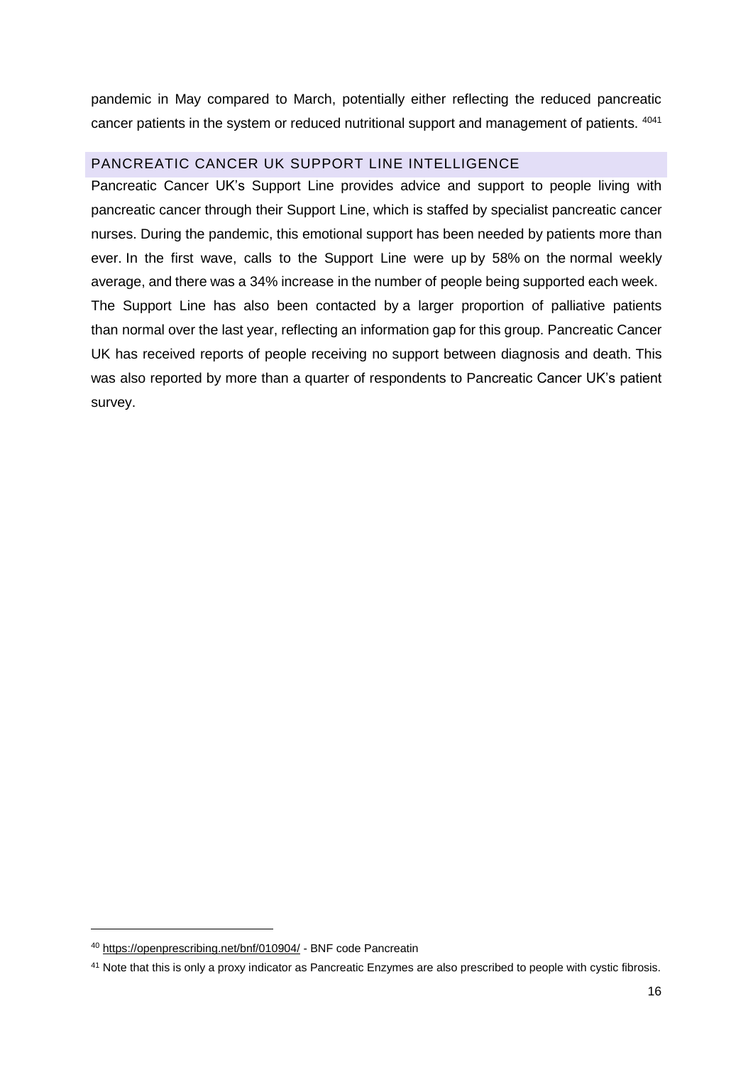pandemic in May compared to March, potentially either reflecting the reduced pancreatic cancer patients in the system or reduced nutritional support and management of patients. [40][41]

## PANCREATIC CANCER UK SUPPORT LINE INTELLIGENCE

Pancreatic Cancer UK's Support Line provides advice and support to people living with pancreatic cancer through their Support Line, which is staffed by specialist pancreatic cancer nurses. During the pandemic, this emotional support has been needed by patients more than ever. In the first wave, calls to the Support Line were up by 58% on the normal weekly average, and there was a 34% increase in the number of people being supported each week. The Support Line has also been contacted by a larger proportion of palliative patients than normal over the last year, reflecting an information gap for this group. Pancreatic Cancer UK has received reports of people receiving no support between diagnosis and death. This was also reported by more than a quarter of respondents to Pancreatic Cancer UK's patient survey.

---

[40] https://openprescribing.net/bnf/010904/ - BNF code Pancreatin

[41] Note that this is only a proxy indicator as Pancreatic Enzymes are also prescribed to people with cystic fibrosis.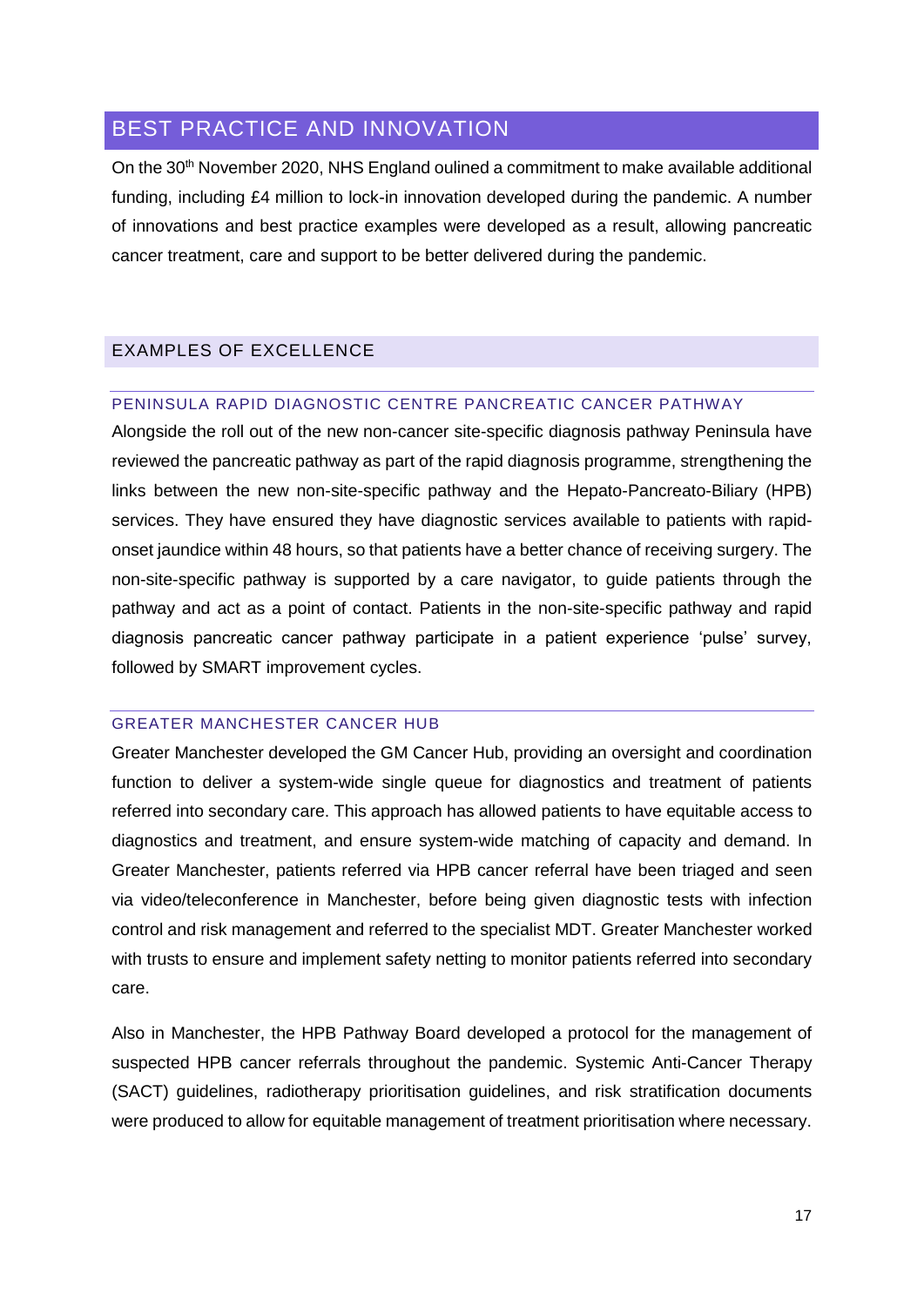## BEST PRACTICE AND INNOVATION

On the 30th November 2020, NHS England oulined a commitment to make available additional funding, including £4 million to lock-in innovation developed during the pandemic. A number of innovations and best practice examples were developed as a result, allowing pancreatic cancer treatment, care and support to be better delivered during the pandemic.

### EXAMPLES OF EXCELLENCE

#### PENINSULA RAPID DIAGNOSTIC CENTRE PANCREATIC CANCER PATHWAY

Alongside the roll out of the new non-cancer site-specific diagnosis pathway Peninsula have reviewed the pancreatic pathway as part of the rapid diagnosis programme, strengthening the links between the new non-site-specific pathway and the Hepato-Pancreato-Biliary (HPB) services. They have ensured they have diagnostic services available to patients with rapid-onset jaundice within 48 hours, so that patients have a better chance of receiving surgery. The non-site-specific pathway is supported by a care navigator, to guide patients through the pathway and act as a point of contact. Patients in the non-site-specific pathway and rapid diagnosis pancreatic cancer pathway participate in a patient experience 'pulse' survey, followed by SMART improvement cycles.

#### GREATER MANCHESTER CANCER HUB

Greater Manchester developed the GM Cancer Hub, providing an oversight and coordination function to deliver a system-wide single queue for diagnostics and treatment of patients referred into secondary care. This approach has allowed patients to have equitable access to diagnostics and treatment, and ensure system-wide matching of capacity and demand. In Greater Manchester, patients referred via HPB cancer referral have been triaged and seen via video/teleconference in Manchester, before being given diagnostic tests with infection control and risk management and referred to the specialist MDT. Greater Manchester worked with trusts to ensure and implement safety netting to monitor patients referred into secondary care.

Also in Manchester, the HPB Pathway Board developed a protocol for the management of suspected HPB cancer referrals throughout the pandemic. Systemic Anti-Cancer Therapy (SACT) guidelines, radiotherapy prioritisation guidelines, and risk stratification documents were produced to allow for equitable management of treatment prioritisation where necessary.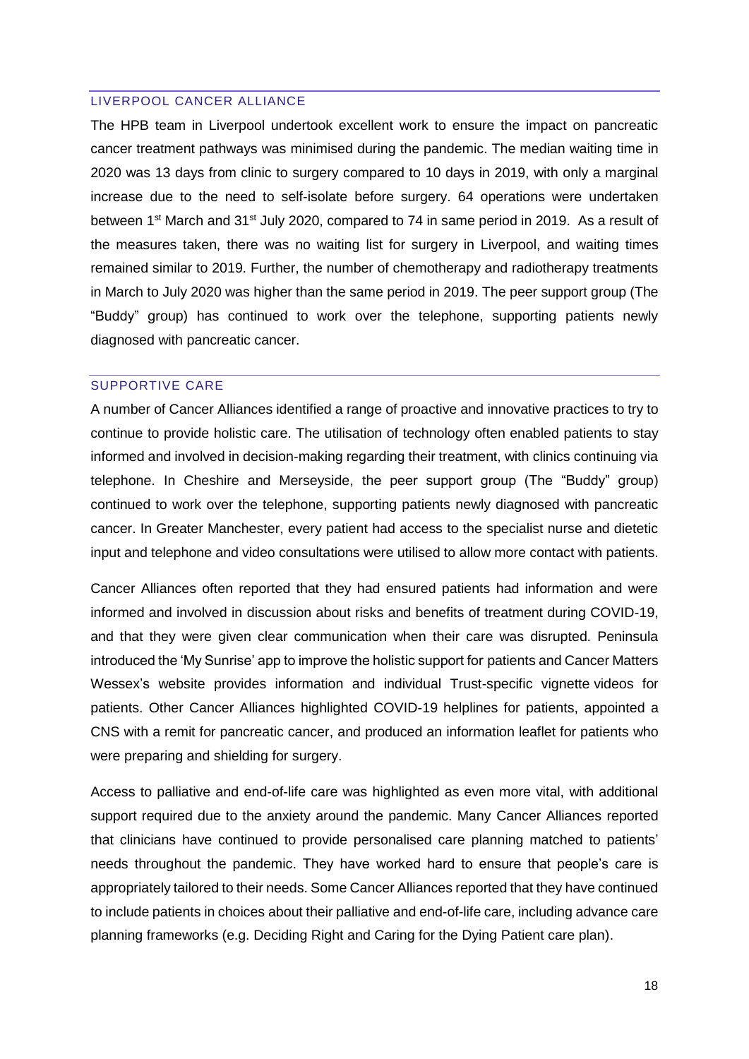## LIVERPOOL CANCER ALLIANCE

The HPB team in Liverpool undertook excellent work to ensure the impact on pancreatic cancer treatment pathways was minimised during the pandemic. The median waiting time in 2020 was 13 days from clinic to surgery compared to 10 days in 2019, with only a marginal increase due to the need to self-isolate before surgery. 64 operations were undertaken between 1st March and 31st July 2020, compared to 74 in same period in 2019. As a result of the measures taken, there was no waiting list for surgery in Liverpool, and waiting times remained similar to 2019. Further, the number of chemotherapy and radiotherapy treatments in March to July 2020 was higher than the same period in 2019. The peer support group (The "Buddy" group) has continued to work over the telephone, supporting patients newly diagnosed with pancreatic cancer.

## SUPPORTIVE CARE

A number of Cancer Alliances identified a range of proactive and innovative practices to try to continue to provide holistic care. The utilisation of technology often enabled patients to stay informed and involved in decision-making regarding their treatment, with clinics continuing via telephone. In Cheshire and Merseyside, the peer support group (The "Buddy" group) continued to work over the telephone, supporting patients newly diagnosed with pancreatic cancer. In Greater Manchester, every patient had access to the specialist nurse and dietetic input and telephone and video consultations were utilised to allow more contact with patients.

Cancer Alliances often reported that they had ensured patients had information and were informed and involved in discussion about risks and benefits of treatment during COVID-19, and that they were given clear communication when their care was disrupted. Peninsula introduced the 'My Sunrise' app to improve the holistic support for patients and Cancer Matters Wessex's website provides information and individual Trust-specific vignette videos for patients. Other Cancer Alliances highlighted COVID-19 helplines for patients, appointed a CNS with a remit for pancreatic cancer, and produced an information leaflet for patients who were preparing and shielding for surgery.

Access to palliative and end-of-life care was highlighted as even more vital, with additional support required due to the anxiety around the pandemic. Many Cancer Alliances reported that clinicians have continued to provide personalised care planning matched to patients' needs throughout the pandemic. They have worked hard to ensure that people's care is appropriately tailored to their needs. Some Cancer Alliances reported that they have continued to include patients in choices about their palliative and end-of-life care, including advance care planning frameworks (e.g. Deciding Right and Caring for the Dying Patient care plan).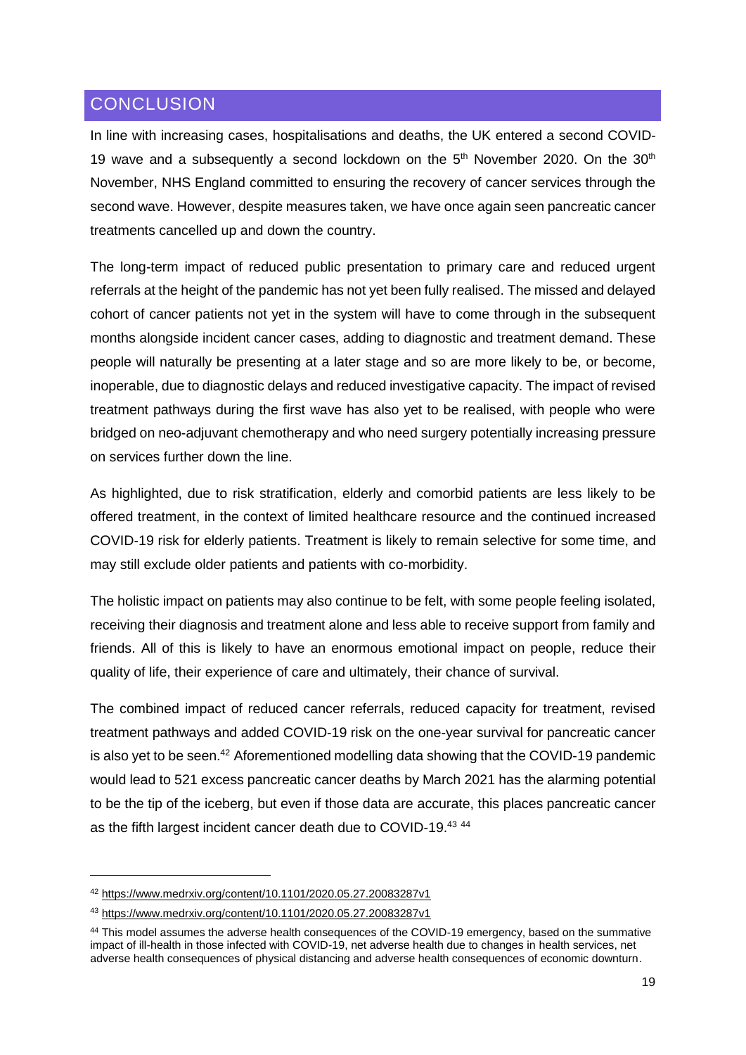## CONCLUSION

In line with increasing cases, hospitalisations and deaths, the UK entered a second COVID-19 wave and a subsequently a second lockdown on the 5th November 2020. On the 30th November, NHS England committed to ensuring the recovery of cancer services through the second wave. However, despite measures taken, we have once again seen pancreatic cancer treatments cancelled up and down the country.

The long-term impact of reduced public presentation to primary care and reduced urgent referrals at the height of the pandemic has not yet been fully realised. The missed and delayed cohort of cancer patients not yet in the system will have to come through in the subsequent months alongside incident cancer cases, adding to diagnostic and treatment demand. These people will naturally be presenting at a later stage and so are more likely to be, or become, inoperable, due to diagnostic delays and reduced investigative capacity. The impact of revised treatment pathways during the first wave has also yet to be realised, with people who were bridged on neo-adjuvant chemotherapy and who need surgery potentially increasing pressure on services further down the line.

As highlighted, due to risk stratification, elderly and comorbid patients are less likely to be offered treatment, in the context of limited healthcare resource and the continued increased COVID-19 risk for elderly patients. Treatment is likely to remain selective for some time, and may still exclude older patients and patients with co-morbidity.

The holistic impact on patients may also continue to be felt, with some people feeling isolated, receiving their diagnosis and treatment alone and less able to receive support from family and friends. All of this is likely to have an enormous emotional impact on people, reduce their quality of life, their experience of care and ultimately, their chance of survival.

The combined impact of reduced cancer referrals, reduced capacity for treatment, revised treatment pathways and added COVID-19 risk on the one-year survival for pancreatic cancer is also yet to be seen.[42] Aforementioned modelling data showing that the COVID-19 pandemic would lead to 521 excess pancreatic cancer deaths by March 2021 has the alarming potential to be the tip of the iceberg, but even if those data are accurate, this places pancreatic cancer as the fifth largest incident cancer death due to COVID-19.[43] [44]

---

[42] https://www.medrxiv.org/content/10.1101/2020.05.27.20083287v1

[43] https://www.medrxiv.org/content/10.1101/2020.05.27.20083287v1

[44] This model assumes the adverse health consequences of the COVID-19 emergency, based on the summative impact of ill-health in those infected with COVID-19, net adverse health due to changes in health services, net adverse health consequences of physical distancing and adverse health consequences of economic downturn.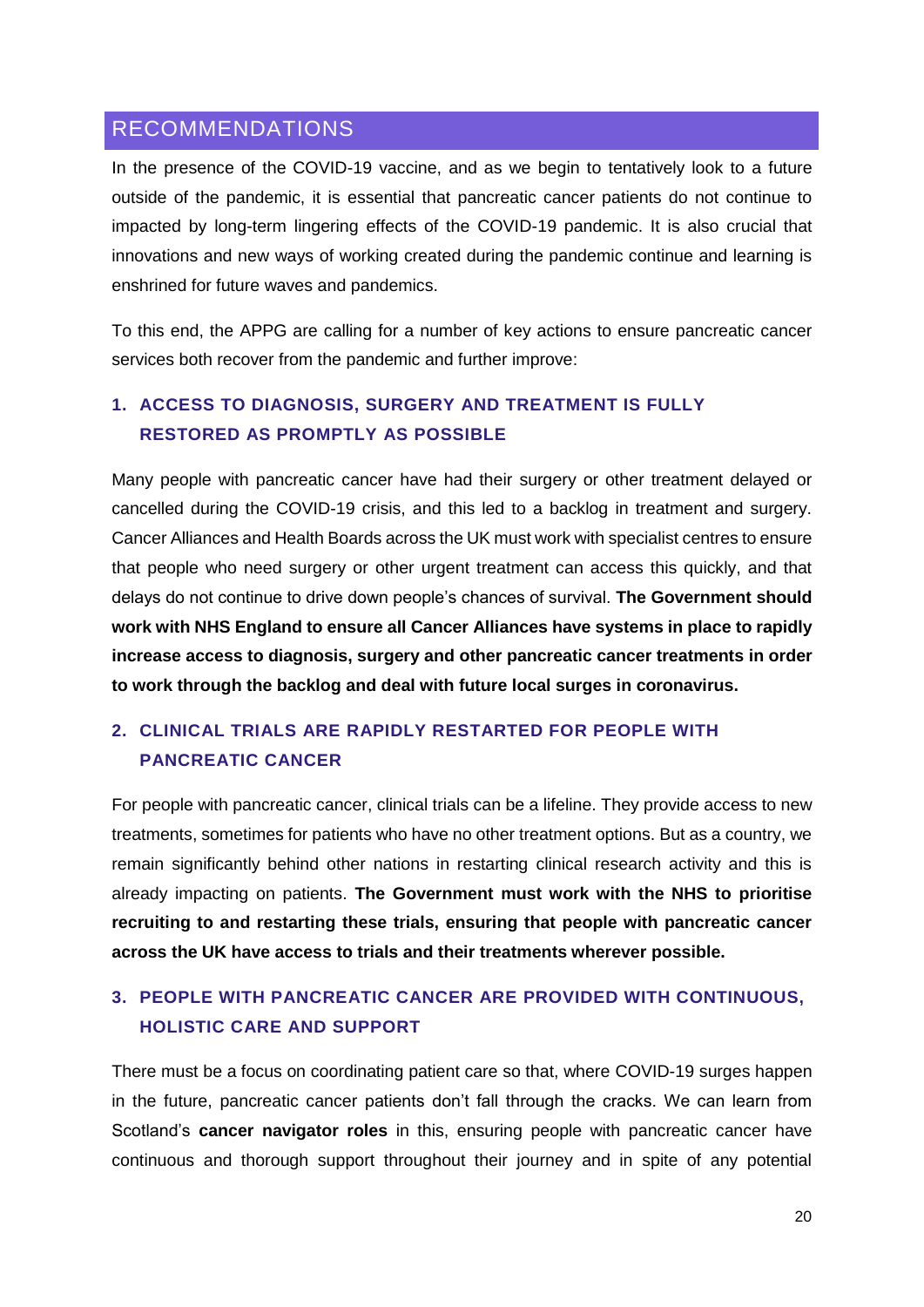## RECOMMENDATIONS

In the presence of the COVID-19 vaccine, and as we begin to tentatively look to a future outside of the pandemic, it is essential that pancreatic cancer patients do not continue to impacted by long-term lingering effects of the COVID-19 pandemic. It is also crucial that innovations and new ways of working created during the pandemic continue and learning is enshrined for future waves and pandemics.

To this end, the APPG are calling for a number of key actions to ensure pancreatic cancer services both recover from the pandemic and further improve:

### 1. ACCESS TO DIAGNOSIS, SURGERY AND TREATMENT IS FULLY RESTORED AS PROMPTLY AS POSSIBLE

Many people with pancreatic cancer have had their surgery or other treatment delayed or cancelled during the COVID-19 crisis, and this led to a backlog in treatment and surgery. Cancer Alliances and Health Boards across the UK must work with specialist centres to ensure that people who need surgery or other urgent treatment can access this quickly, and that delays do not continue to drive down people's chances of survival. **The Government should work with NHS England to ensure all Cancer Alliances have systems in place to rapidly increase access to diagnosis, surgery and other pancreatic cancer treatments in order to work through the backlog and deal with future local surges in coronavirus.**

### 2. CLINICAL TRIALS ARE RAPIDLY RESTARTED FOR PEOPLE WITH PANCREATIC CANCER

For people with pancreatic cancer, clinical trials can be a lifeline. They provide access to new treatments, sometimes for patients who have no other treatment options. But as a country, we remain significantly behind other nations in restarting clinical research activity and this is already impacting on patients. **The Government must work with the NHS to prioritise recruiting to and restarting these trials, ensuring that people with pancreatic cancer across the UK have access to trials and their treatments wherever possible.**

### 3. PEOPLE WITH PANCREATIC CANCER ARE PROVIDED WITH CONTINUOUS, HOLISTIC CARE AND SUPPORT

There must be a focus on coordinating patient care so that, where COVID-19 surges happen in the future, pancreatic cancer patients don't fall through the cracks. We can learn from Scotland's **cancer navigator roles** in this, ensuring people with pancreatic cancer have continuous and thorough support throughout their journey and in spite of any potential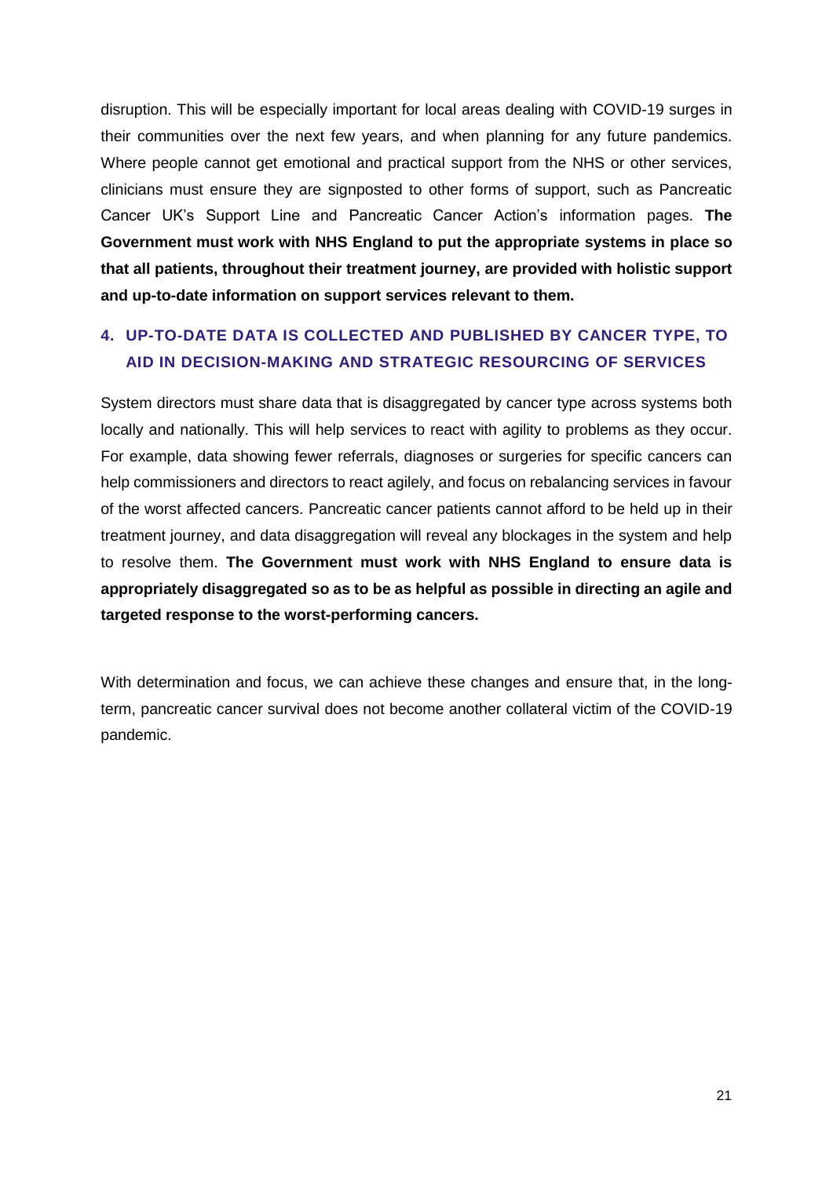disruption. This will be especially important for local areas dealing with COVID-19 surges in their communities over the next few years, and when planning for any future pandemics. Where people cannot get emotional and practical support from the NHS or other services, clinicians must ensure they are signposted to other forms of support, such as Pancreatic Cancer UK's Support Line and Pancreatic Cancer Action's information pages. **The Government must work with NHS England to put the appropriate systems in place so that all patients, throughout their treatment journey, are provided with holistic support and up-to-date information on support services relevant to them.**

## 4. UP-TO-DATE DATA IS COLLECTED AND PUBLISHED BY CANCER TYPE, TO AID IN DECISION-MAKING AND STRATEGIC RESOURCING OF SERVICES

System directors must share data that is disaggregated by cancer type across systems both locally and nationally. This will help services to react with agility to problems as they occur. For example, data showing fewer referrals, diagnoses or surgeries for specific cancers can help commissioners and directors to react agilely, and focus on rebalancing services in favour of the worst affected cancers. Pancreatic cancer patients cannot afford to be held up in their treatment journey, and data disaggregation will reveal any blockages in the system and help to resolve them. **The Government must work with NHS England to ensure data is appropriately disaggregated so as to be as helpful as possible in directing an agile and targeted response to the worst-performing cancers.**

With determination and focus, we can achieve these changes and ensure that, in the long-term, pancreatic cancer survival does not become another collateral victim of the COVID-19 pandemic.